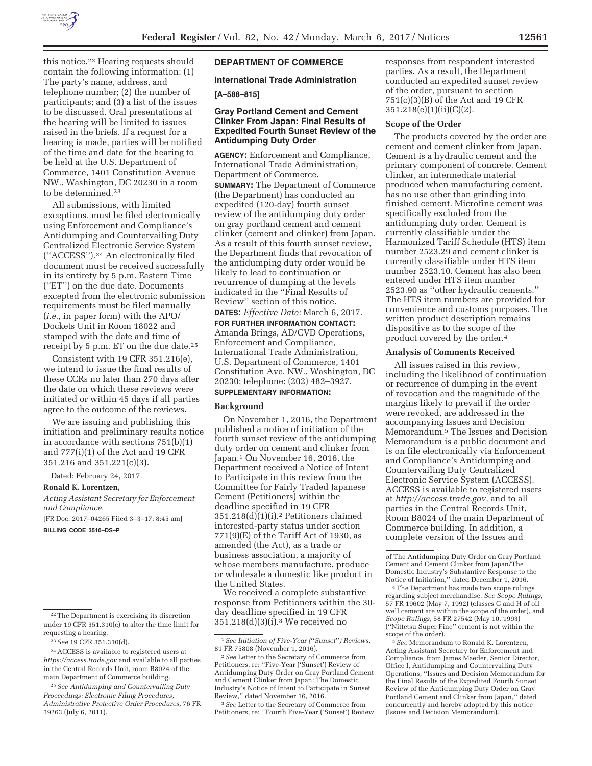this notice.[22] Hearing requests should contain the following information: (1) The party's name, address, and telephone number; (2) the number of participants; and (3) a list of the issues to be discussed. Oral presentations at the hearing will be limited to issues raised in the briefs. If a request for a hearing is made, parties will be notified of the time and date for the hearing to be held at the U.S. Department of Commerce, 1401 Constitution Avenue NW., Washington, DC 20230 in a room to be determined.[23]

All submissions, with limited exceptions, must be filed electronically using Enforcement and Compliance's Antidumping and Countervailing Duty Centralized Electronic Service System ("ACCESS").[24] An electronically filed document must be received successfully in its entirety by 5 p.m. Eastern Time ("ET") on the due date. Documents excepted from the electronic submission requirements must be filed manually (*i.e.,* in paper form) with the APO/Dockets Unit in Room 18022 and stamped with the date and time of receipt by 5 p.m. ET on the due date.[25]

Consistent with 19 CFR 351.216(e), we intend to issue the final results of these CCRs no later than 270 days after the date on which these reviews were initiated or within 45 days if all parties agree to the outcome of the reviews.

We are issuing and publishing this initiation and preliminary results notice in accordance with sections 751(b)(1) and 777(i)(1) of the Act and 19 CFR 351.216 and 351.221(c)(3).

Dated: February 24, 2017.

**Ronald K. Lorentzen,**

*Acting Assistant Secretary for Enforcement and Compliance.*

[FR Doc. 2017–04265 Filed 3–3–17; 8:45 am]

**BILLING CODE 3510–DS–P**

---

[22] The Department is exercising its discretion under 19 CFR 351.310(c) to alter the time limit for requesting a hearing.

[23] *See* 19 CFR 351.310(d).

[24] ACCESS is available to registered users at *https://access.trade.gov* and available to all parties in the Central Records Unit, room B8024 of the main Department of Commerce building.

[25] *See Antidumping and Countervailing Duty Proceedings: Electronic Filing Procedures; Administrative Protective Order Procedures,* 76 FR 39263 (July 6, 2011).

---

## DEPARTMENT OF COMMERCE

### International Trade Administration

**[A–588–815]**

### Gray Portland Cement and Cement Clinker From Japan: Final Results of Expedited Fourth Sunset Review of the Antidumping Duty Order

**AGENCY:** Enforcement and Compliance, International Trade Administration, Department of Commerce.

**SUMMARY:** The Department of Commerce (the Department) has conducted an expedited (120-day) fourth sunset review of the antidumping duty order on gray portland cement and cement clinker (cement and clinker) from Japan. As a result of this fourth sunset review, the Department finds that revocation of the antidumping duty order would be likely to lead to continuation or recurrence of dumping at the levels indicated in the "Final Results of Review" section of this notice.

**DATES:** *Effective Date:* March 6, 2017.

**FOR FURTHER INFORMATION CONTACT:** Amanda Brings, AD/CVD Operations, Enforcement and Compliance, International Trade Administration, U.S. Department of Commerce, 1401 Constitution Ave. NW., Washington, DC 20230; telephone: (202) 482–3927.

**SUPPLEMENTARY INFORMATION:**

#### Background

On November 1, 2016, the Department published a notice of initiation of the fourth sunset review of the antidumping duty order on cement and clinker from Japan.[1] On November 16, 2016, the Department received a Notice of Intent to Participate in this review from the Committee for Fairly Traded Japanese Cement (Petitioners) within the deadline specified in 19 CFR 351.218(d)(1)(i).[2] Petitioners claimed interested-party status under section 771(9)(E) of the Tariff Act of 1930, as amended (the Act), as a trade or business association, a majority of whose members manufacture, produce or wholesale a domestic like product in the United States.

We received a complete substantive response from Petitioners within the 30-day deadline specified in 19 CFR 351.218(d)(3)(i).[3] We received no responses from respondent interested parties. As a result, the Department conducted an expedited sunset review of the order, pursuant to section 751(c)(3)(B) of the Act and 19 CFR 351.218(e)(1)(ii)(C)(2).

#### Scope of the Order

The products covered by the order are cement and cement clinker from Japan. Cement is a hydraulic cement and the primary component of concrete. Cement clinker, an intermediate material produced when manufacturing cement, has no use other than grinding into finished cement. Microfine cement was specifically excluded from the antidumping duty order. Cement is currently classifiable under the Harmonized Tariff Schedule (HTS) item number 2523.29 and cement clinker is currently classifiable under HTS item number 2523.10. Cement has also been entered under HTS item number 2523.90 as "other hydraulic cements." The HTS item numbers are provided for convenience and customs purposes. The written product description remains dispositive as to the scope of the product covered by the order.[4]

#### Analysis of Comments Received

All issues raised in this review, including the likelihood of continuation or recurrence of dumping in the event of revocation and the magnitude of the margins likely to prevail if the order were revoked, are addressed in the accompanying Issues and Decision Memorandum.[5] The Issues and Decision Memorandum is a public document and is on file electronically via Enforcement and Compliance's Antidumping and Countervailing Duty Centralized Electronic Service System (ACCESS). ACCESS is available to registered users at *http://access.trade.gov,* and to all parties in the Central Records Unit, Room B8024 of the main Department of Commerce building. In addition, a complete version of the Issues and

---

[1] *See Initiation of Five-Year ("Sunset") Reviews,* 81 FR 75808 (November 1, 2016).

[2] *See* Letter to the Secretary of Commerce from Petitioners, re: "Five-Year ('Sunset') Review of Antidumping Duty Order on Gray Portland Cement and Cement Clinker from Japan: The Domestic Industry's Notice of Intent to Participate in Sunset Review," dated November 16, 2016.

[3] *See* Letter to the Secretary of Commerce from Petitioners, re: "Fourth Five-Year ('Sunset') Review of The Antidumping Duty Order on Gray Portland Cement and Cement Clinker from Japan/The Domestic Industry's Substantive Response to the Notice of Initiation," dated December 1, 2016.

[4] The Department has made two scope rulings regarding subject merchandise. *See Scope Rulings,* 57 FR 19602 (May 7, 1992) (classes G and H of oil well cement are within the scope of the order), and *Scope Rulings,* 58 FR 27542 (May 10, 1993) ("Nittetsu Super Fine" cement is not within the scope of the order).

[5] *See* Memorandum to Ronald K. Lorentzen, Acting Assistant Secretary for Enforcement and Compliance, from James Maeder, Senior Director, Office I, Antidumping and Countervailing Duty Operations, "Issues and Decision Memorandum for the Final Results of the Expedited Fourth Sunset Review of the Antidumping Duty Order on Gray Portland Cement and Clinker from Japan," dated concurrently and hereby adopted by this notice (Issues and Decision Memorandum).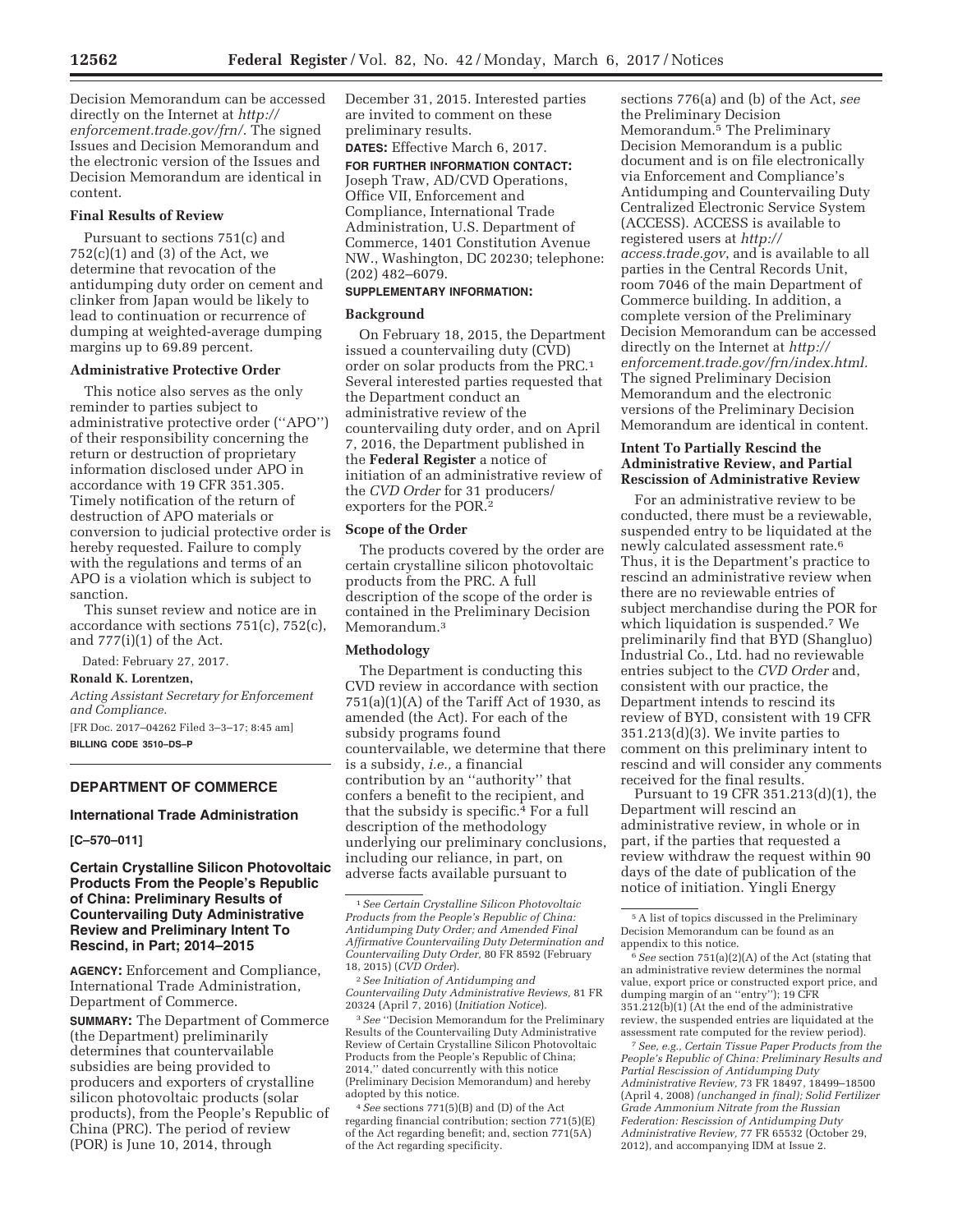Decision Memorandum can be accessed directly on the Internet at *http://enforcement.trade.gov/frn/*. The signed Issues and Decision Memorandum and the electronic version of the Issues and Decision Memorandum are identical in content.

### Final Results of Review

Pursuant to sections 751(c) and 752(c)(1) and (3) of the Act, we determine that revocation of the antidumping duty order on cement and clinker from Japan would be likely to lead to continuation or recurrence of dumping at weighted-average dumping margins up to 69.89 percent.

### Administrative Protective Order

This notice also serves as the only reminder to parties subject to administrative protective order (''APO'') of their responsibility concerning the return or destruction of proprietary information disclosed under APO in accordance with 19 CFR 351.305. Timely notification of the return of destruction of APO materials or conversion to judicial protective order is hereby requested. Failure to comply with the regulations and terms of an APO is a violation which is subject to sanction.

This sunset review and notice are in accordance with sections 751(c), 752(c), and 777(i)(1) of the Act.

Dated: February 27, 2017.

**Ronald K. Lorentzen,**

*Acting Assistant Secretary for Enforcement and Compliance.*

[FR Doc. 2017–04262 Filed 3–3–17; 8:45 am]

**BILLING CODE 3510–DS–P**

## DEPARTMENT OF COMMERCE

### International Trade Administration

**[C–570–011]**

### Certain Crystalline Silicon Photovoltaic Products From the People's Republic of China: Preliminary Results of Countervailing Duty Administrative Review and Preliminary Intent To Rescind, in Part; 2014–2015

**AGENCY:** Enforcement and Compliance, International Trade Administration, Department of Commerce.

**SUMMARY:** The Department of Commerce (the Department) preliminarily determines that countervailable subsidies are being provided to producers and exporters of crystalline silicon photovoltaic products (solar products), from the People's Republic of China (PRC). The period of review (POR) is June 10, 2014, through December 31, 2015. Interested parties are invited to comment on these preliminary results.

**DATES:** Effective March 6, 2017.

**FOR FURTHER INFORMATION CONTACT:** Joseph Traw, AD/CVD Operations, Office VII, Enforcement and Compliance, International Trade Administration, U.S. Department of Commerce, 1401 Constitution Avenue NW., Washington, DC 20230; telephone: (202) 482–6079.

**SUPPLEMENTARY INFORMATION:**

### Background

On February 18, 2015, the Department issued a countervailing duty (CVD) order on solar products from the PRC.[1] Several interested parties requested that the Department conduct an administrative review of the countervailing duty order, and on April 7, 2016, the Department published in the **Federal Register** a notice of initiation of an administrative review of the *CVD Order* for 31 producers/exporters for the POR.[2]

### Scope of the Order

The products covered by the order are certain crystalline silicon photovoltaic products from the PRC. A full description of the scope of the order is contained in the Preliminary Decision Memorandum.[3]

### Methodology

The Department is conducting this CVD review in accordance with section 751(a)(1)(A) of the Tariff Act of 1930, as amended (the Act). For each of the subsidy programs found countervailable, we determine that there is a subsidy, *i.e.,* a financial contribution by an ''authority'' that confers a benefit to the recipient, and that the subsidy is specific.[4] For a full description of the methodology underlying our preliminary conclusions, including our reliance, in part, on adverse facts available pursuant to sections 776(a) and (b) of the Act, *see* the Preliminary Decision Memorandum.[5] The Preliminary Decision Memorandum is a public document and is on file electronically via Enforcement and Compliance's Antidumping and Countervailing Duty Centralized Electronic Service System (ACCESS). ACCESS is available to registered users at *http://access.trade.gov*, and is available to all parties in the Central Records Unit, room 7046 of the main Department of Commerce building. In addition, a complete version of the Preliminary Decision Memorandum can be accessed directly on the Internet at *http://enforcement.trade.gov/frn/index.html.* The signed Preliminary Decision Memorandum and the electronic versions of the Preliminary Decision Memorandum are identical in content.

### Intent To Partially Rescind the Administrative Review, and Partial Rescission of Administrative Review

For an administrative review to be conducted, there must be a reviewable, suspended entry to be liquidated at the newly calculated assessment rate.[6] Thus, it is the Department's practice to rescind an administrative review when there are no reviewable entries of subject merchandise during the POR for which liquidation is suspended.[7] We preliminarily find that BYD (Shangluo) Industrial Co., Ltd. had no reviewable entries subject to the *CVD Order* and, consistent with our practice, the Department intends to rescind its review of BYD, consistent with 19 CFR 351.213(d)(3). We invite parties to comment on this preliminary intent to rescind and will consider any comments received for the final results.

Pursuant to 19 CFR 351.213(d)(1), the Department will rescind an administrative review, in whole or in part, if the parties that requested a review withdraw the request within 90 days of the date of publication of the notice of initiation. Yingli Energy

---

[1] *See Certain Crystalline Silicon Photovoltaic Products from the People's Republic of China: Antidumping Duty Order; and Amended Final Affirmative Countervailing Duty Determination and Countervailing Duty Order,* 80 FR 8592 (February 18, 2015) (*CVD Order*).

[2] *See Initiation of Antidumping and Countervailing Duty Administrative Reviews,* 81 FR 20324 (April 7, 2016) (*Initiation Notice*).

[3] *See* ''Decision Memorandum for the Preliminary Results of the Countervailing Duty Administrative Review of Certain Crystalline Silicon Photovoltaic Products from the People's Republic of China; 2014,'' dated concurrently with this notice (Preliminary Decision Memorandum) and hereby adopted by this notice.

[4] *See* sections 771(5)(B) and (D) of the Act regarding financial contribution; section 771(5)(E) of the Act regarding benefit; and, section 771(5A) of the Act regarding specificity.

[5] A list of topics discussed in the Preliminary Decision Memorandum can be found as an appendix to this notice.

[6] *See* section 751(a)(2)(A) of the Act (stating that an administrative review determines the normal value, export price or constructed export price, and dumping margin of an ''entry''); 19 CFR 351.212(b)(1) (At the end of the administrative review, the suspended entries are liquidated at the assessment rate computed for the review period).

[7] *See, e.g., Certain Tissue Paper Products from the People's Republic of China: Preliminary Results and Partial Rescission of Antidumping Duty Administrative Review,* 73 FR 18497, 18499–18500 (April 4, 2008) *(unchanged in final); Solid Fertilizer Grade Ammonium Nitrate from the Russian Federation: Rescission of Antidumping Duty Administrative Review,* 77 FR 65532 (October 29, 2012), and accompanying IDM at Issue 2.